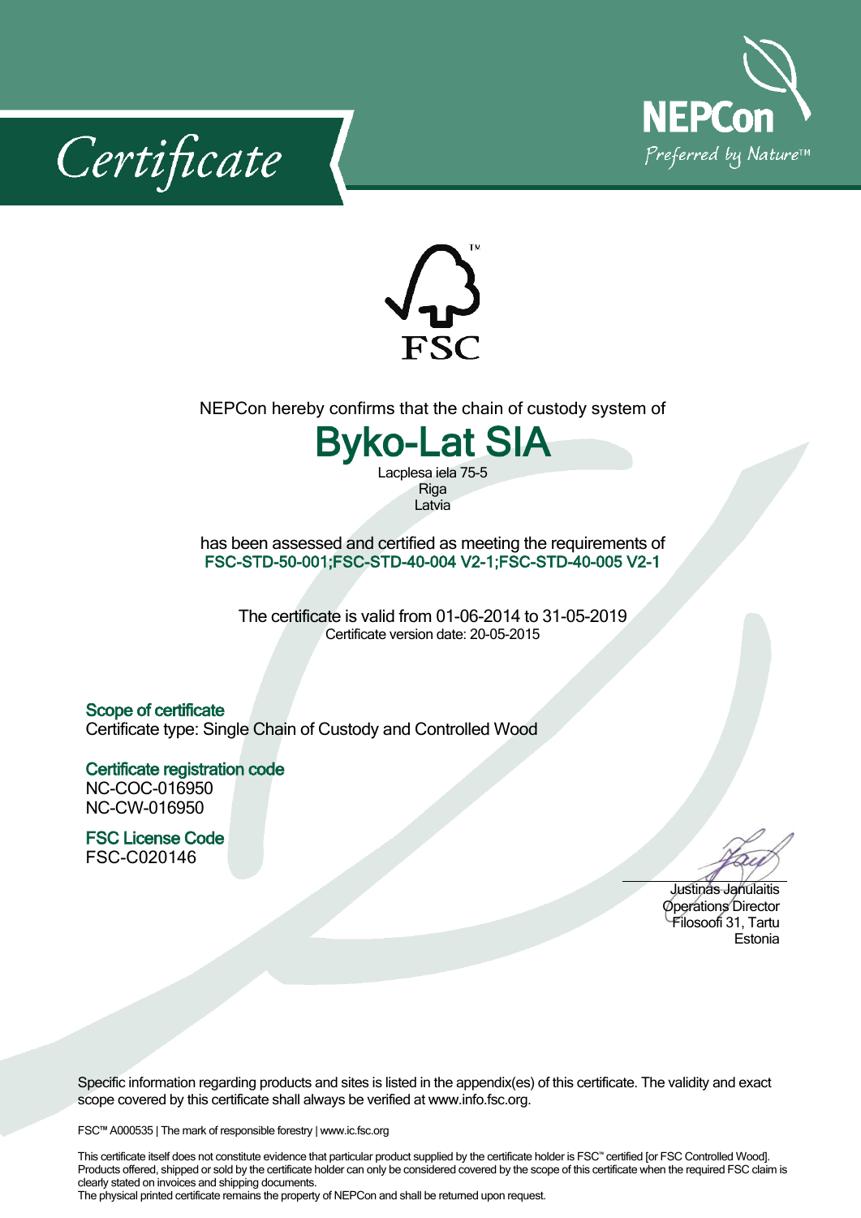# Certificate

NEPCon
Preferred by Nature™

FSC

NEPCon hereby confirms that the chain of custody system of

## Byko-Lat SIA

Lacplesa iela 75-5
Riga
Latvia

has been assessed and certified as meeting the requirements of
**FSC-STD-50-001;FSC-STD-40-004 V2-1;FSC-STD-40-005 V2-1**

The certificate is valid from 01-06-2014 to 31-05-2019
Certificate version date: 20-05-2015

### Scope of certificate

Certificate type: Single Chain of Custody and Controlled Wood

### Certificate registration code

NC-COC-016950
NC-CW-016950

### FSC License Code

FSC-C020146

Justinas Janulaitis
Operations Director
Filosoofi 31, Tartu
Estonia

Specific information regarding products and sites is listed in the appendix(es) of this certificate. The validity and exact scope covered by this certificate shall always be verified at www.info.fsc.org.

FSC™ A000535 | The mark of responsible forestry | www.ic.fsc.org

This certificate itself does not constitute evidence that particular product supplied by the certificate holder is FSC™ certified [or FSC Controlled Wood]. Products offered, shipped or sold by the certificate holder can only be considered covered by the scope of this certificate when the required FSC claim is clearly stated on invoices and shipping documents.
The physical printed certificate remains the property of NEPCon and shall be returned upon request.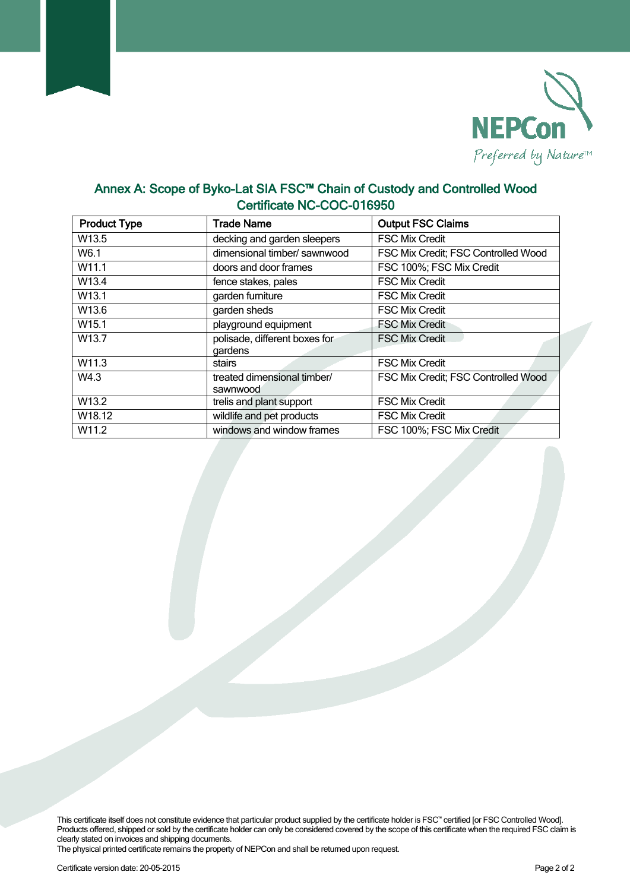## Annex A: Scope of Byko-Lat SIA FSC™ Chain of Custody and Controlled Wood Certificate NC-COC-016950

| Product Type | Trade Name | Output FSC Claims |
|---|---|---|
| W13.5 | decking and garden sleepers | FSC Mix Credit |
| W6.1 | dimensional timber/ sawnwood | FSC Mix Credit; FSC Controlled Wood |
| W11.1 | doors and door frames | FSC 100%; FSC Mix Credit |
| W13.4 | fence stakes, pales | FSC Mix Credit |
| W13.1 | garden furniture | FSC Mix Credit |
| W13.6 | garden sheds | FSC Mix Credit |
| W15.1 | playground equipment | FSC Mix Credit |
| W13.7 | polisade, different boxes for gardens | FSC Mix Credit |
| W11.3 | stairs | FSC Mix Credit |
| W4.3 | treated dimensional timber/ sawnwood | FSC Mix Credit; FSC Controlled Wood |
| W13.2 | trelis and plant support | FSC Mix Credit |
| W18.12 | wildlife and pet products | FSC Mix Credit |
| W11.2 | windows and window frames | FSC 100%; FSC Mix Credit |

This certificate itself does not constitute evidence that particular product supplied by the certificate holder is FSC™ certified [or FSC Controlled Wood]. Products offered, shipped or sold by the certificate holder can only be considered covered by the scope of this certificate when the required FSC claim is clearly stated on invoices and shipping documents.
The physical printed certificate remains the property of NEPCon and shall be returned upon request.

Certificate version date: 20-05-2015